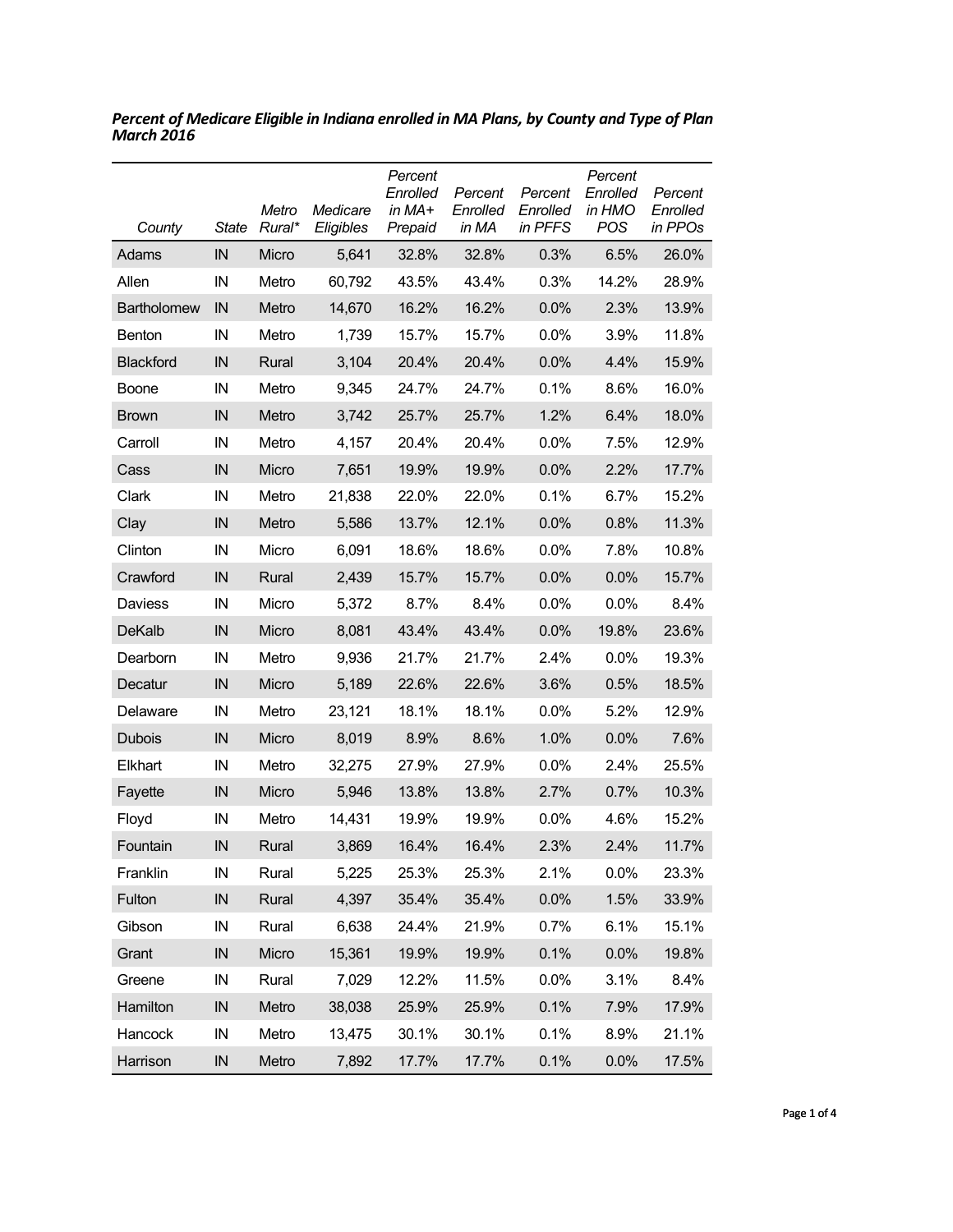***Percent of Medicare Eligible in Indiana enrolled in MA Plans, by County and Type of Plan March 2016***

| *County* | *State* | *Metro Rural** | *Medicare Eligibles* | *Percent Enrolled in MA+ Prepaid* | *Percent Enrolled in MA* | *Percent Enrolled in PFFS* | *Percent Enrolled in HMO POS* | *Percent Enrolled in PPOs* |
|---|---|---|---|---|---|---|---|---|
| Adams | IN | Micro | 5,641 | 32.8% | 32.8% | 0.3% | 6.5% | 26.0% |
| Allen | IN | Metro | 60,792 | 43.5% | 43.4% | 0.3% | 14.2% | 28.9% |
| Bartholomew | IN | Metro | 14,670 | 16.2% | 16.2% | 0.0% | 2.3% | 13.9% |
| Benton | IN | Metro | 1,739 | 15.7% | 15.7% | 0.0% | 3.9% | 11.8% |
| Blackford | IN | Rural | 3,104 | 20.4% | 20.4% | 0.0% | 4.4% | 15.9% |
| Boone | IN | Metro | 9,345 | 24.7% | 24.7% | 0.1% | 8.6% | 16.0% |
| Brown | IN | Metro | 3,742 | 25.7% | 25.7% | 1.2% | 6.4% | 18.0% |
| Carroll | IN | Metro | 4,157 | 20.4% | 20.4% | 0.0% | 7.5% | 12.9% |
| Cass | IN | Micro | 7,651 | 19.9% | 19.9% | 0.0% | 2.2% | 17.7% |
| Clark | IN | Metro | 21,838 | 22.0% | 22.0% | 0.1% | 6.7% | 15.2% |
| Clay | IN | Metro | 5,586 | 13.7% | 12.1% | 0.0% | 0.8% | 11.3% |
| Clinton | IN | Micro | 6,091 | 18.6% | 18.6% | 0.0% | 7.8% | 10.8% |
| Crawford | IN | Rural | 2,439 | 15.7% | 15.7% | 0.0% | 0.0% | 15.7% |
| Daviess | IN | Micro | 5,372 | 8.7% | 8.4% | 0.0% | 0.0% | 8.4% |
| DeKalb | IN | Micro | 8,081 | 43.4% | 43.4% | 0.0% | 19.8% | 23.6% |
| Dearborn | IN | Metro | 9,936 | 21.7% | 21.7% | 2.4% | 0.0% | 19.3% |
| Decatur | IN | Micro | 5,189 | 22.6% | 22.6% | 3.6% | 0.5% | 18.5% |
| Delaware | IN | Metro | 23,121 | 18.1% | 18.1% | 0.0% | 5.2% | 12.9% |
| Dubois | IN | Micro | 8,019 | 8.9% | 8.6% | 1.0% | 0.0% | 7.6% |
| Elkhart | IN | Metro | 32,275 | 27.9% | 27.9% | 0.0% | 2.4% | 25.5% |
| Fayette | IN | Micro | 5,946 | 13.8% | 13.8% | 2.7% | 0.7% | 10.3% |
| Floyd | IN | Metro | 14,431 | 19.9% | 19.9% | 0.0% | 4.6% | 15.2% |
| Fountain | IN | Rural | 3,869 | 16.4% | 16.4% | 2.3% | 2.4% | 11.7% |
| Franklin | IN | Rural | 5,225 | 25.3% | 25.3% | 2.1% | 0.0% | 23.3% |
| Fulton | IN | Rural | 4,397 | 35.4% | 35.4% | 0.0% | 1.5% | 33.9% |
| Gibson | IN | Rural | 6,638 | 24.4% | 21.9% | 0.7% | 6.1% | 15.1% |
| Grant | IN | Micro | 15,361 | 19.9% | 19.9% | 0.1% | 0.0% | 19.8% |
| Greene | IN | Rural | 7,029 | 12.2% | 11.5% | 0.0% | 3.1% | 8.4% |
| Hamilton | IN | Metro | 38,038 | 25.9% | 25.9% | 0.1% | 7.9% | 17.9% |
| Hancock | IN | Metro | 13,475 | 30.1% | 30.1% | 0.1% | 8.9% | 21.1% |
| Harrison | IN | Metro | 7,892 | 17.7% | 17.7% | 0.1% | 0.0% | 17.5% |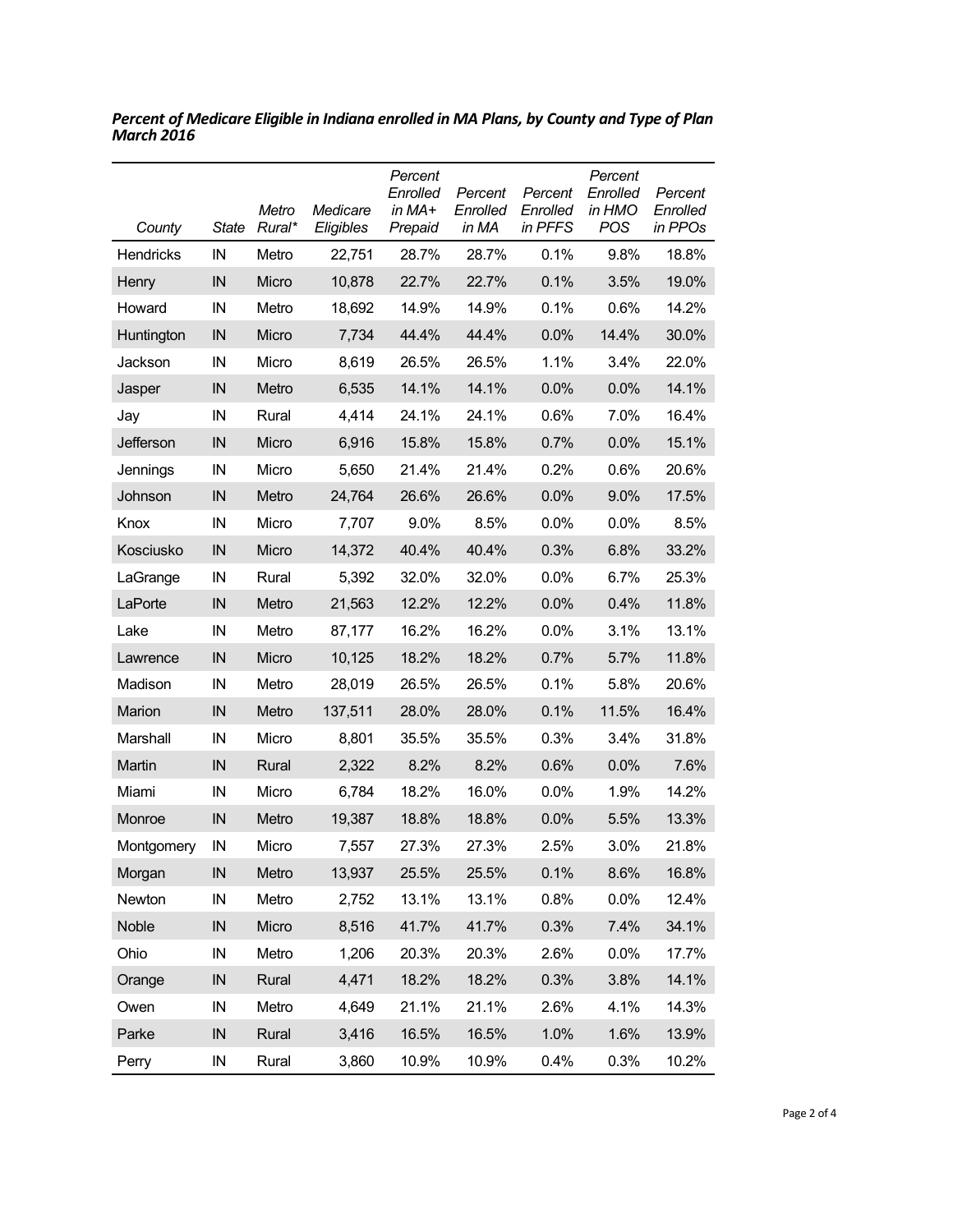***Percent of Medicare Eligible in Indiana enrolled in MA Plans, by County and Type of Plan March 2016***

| *County* | *State* | *Metro Rural\** | *Medicare Eligibles* | *Percent Enrolled in MA+ Prepaid* | *Percent Enrolled in MA* | *Percent Enrolled in PFFS* | *Percent Enrolled in HMO POS* | *Percent Enrolled in PPOs* |
|---|---|---|---|---|---|---|---|---|
| Hendricks | IN | Metro | 22,751 | 28.7% | 28.7% | 0.1% | 9.8% | 18.8% |
| Henry | IN | Micro | 10,878 | 22.7% | 22.7% | 0.1% | 3.5% | 19.0% |
| Howard | IN | Metro | 18,692 | 14.9% | 14.9% | 0.1% | 0.6% | 14.2% |
| Huntington | IN | Micro | 7,734 | 44.4% | 44.4% | 0.0% | 14.4% | 30.0% |
| Jackson | IN | Micro | 8,619 | 26.5% | 26.5% | 1.1% | 3.4% | 22.0% |
| Jasper | IN | Metro | 6,535 | 14.1% | 14.1% | 0.0% | 0.0% | 14.1% |
| Jay | IN | Rural | 4,414 | 24.1% | 24.1% | 0.6% | 7.0% | 16.4% |
| Jefferson | IN | Micro | 6,916 | 15.8% | 15.8% | 0.7% | 0.0% | 15.1% |
| Jennings | IN | Micro | 5,650 | 21.4% | 21.4% | 0.2% | 0.6% | 20.6% |
| Johnson | IN | Metro | 24,764 | 26.6% | 26.6% | 0.0% | 9.0% | 17.5% |
| Knox | IN | Micro | 7,707 | 9.0% | 8.5% | 0.0% | 0.0% | 8.5% |
| Kosciusko | IN | Micro | 14,372 | 40.4% | 40.4% | 0.3% | 6.8% | 33.2% |
| LaGrange | IN | Rural | 5,392 | 32.0% | 32.0% | 0.0% | 6.7% | 25.3% |
| LaPorte | IN | Metro | 21,563 | 12.2% | 12.2% | 0.0% | 0.4% | 11.8% |
| Lake | IN | Metro | 87,177 | 16.2% | 16.2% | 0.0% | 3.1% | 13.1% |
| Lawrence | IN | Micro | 10,125 | 18.2% | 18.2% | 0.7% | 5.7% | 11.8% |
| Madison | IN | Metro | 28,019 | 26.5% | 26.5% | 0.1% | 5.8% | 20.6% |
| Marion | IN | Metro | 137,511 | 28.0% | 28.0% | 0.1% | 11.5% | 16.4% |
| Marshall | IN | Micro | 8,801 | 35.5% | 35.5% | 0.3% | 3.4% | 31.8% |
| Martin | IN | Rural | 2,322 | 8.2% | 8.2% | 0.6% | 0.0% | 7.6% |
| Miami | IN | Micro | 6,784 | 18.2% | 16.0% | 0.0% | 1.9% | 14.2% |
| Monroe | IN | Metro | 19,387 | 18.8% | 18.8% | 0.0% | 5.5% | 13.3% |
| Montgomery | IN | Micro | 7,557 | 27.3% | 27.3% | 2.5% | 3.0% | 21.8% |
| Morgan | IN | Metro | 13,937 | 25.5% | 25.5% | 0.1% | 8.6% | 16.8% |
| Newton | IN | Metro | 2,752 | 13.1% | 13.1% | 0.8% | 0.0% | 12.4% |
| Noble | IN | Micro | 8,516 | 41.7% | 41.7% | 0.3% | 7.4% | 34.1% |
| Ohio | IN | Metro | 1,206 | 20.3% | 20.3% | 2.6% | 0.0% | 17.7% |
| Orange | IN | Rural | 4,471 | 18.2% | 18.2% | 0.3% | 3.8% | 14.1% |
| Owen | IN | Metro | 4,649 | 21.1% | 21.1% | 2.6% | 4.1% | 14.3% |
| Parke | IN | Rural | 3,416 | 16.5% | 16.5% | 1.0% | 1.6% | 13.9% |
| Perry | IN | Rural | 3,860 | 10.9% | 10.9% | 0.4% | 0.3% | 10.2% |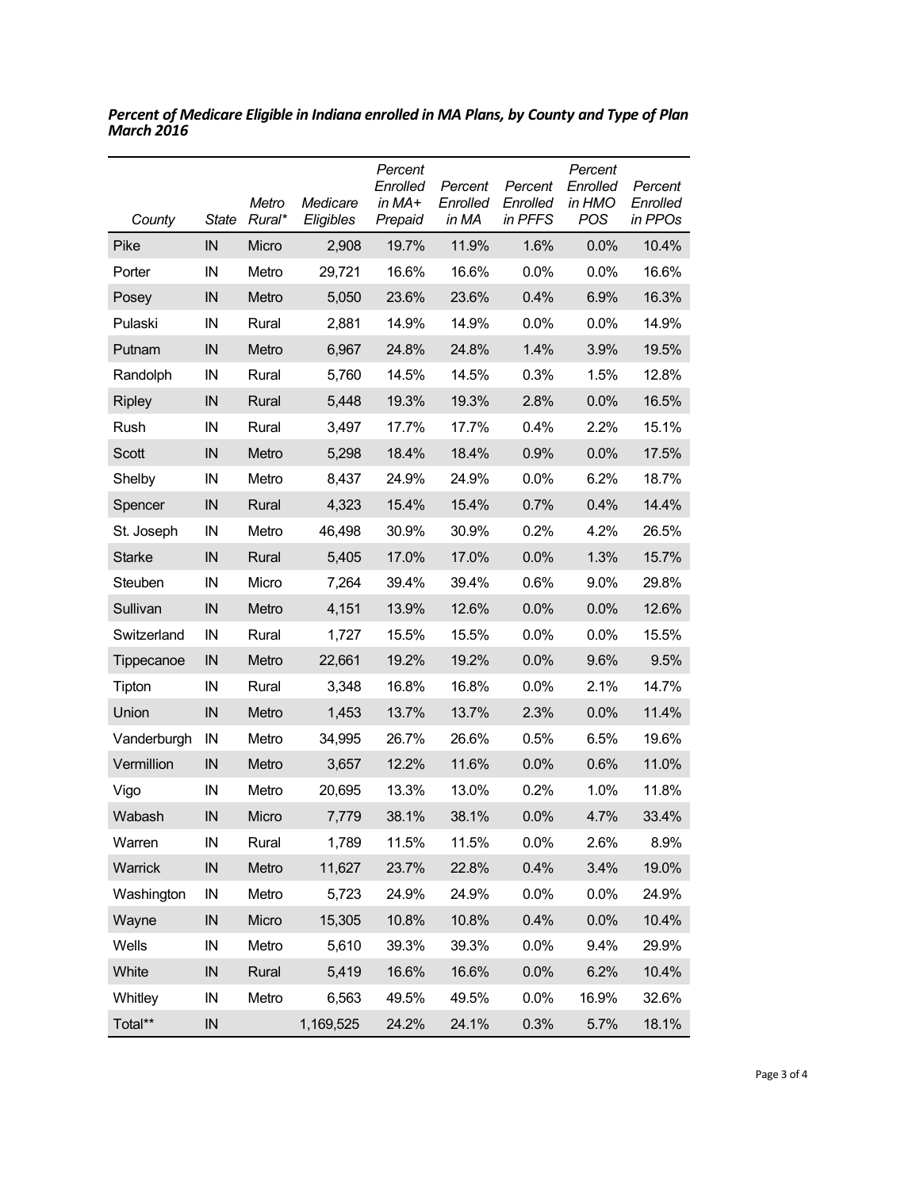***Percent of Medicare Eligible in Indiana enrolled in MA Plans, by County and Type of Plan March 2016***

| *County* | *State* | *Metro Rural** | *Medicare Eligibles* | *Percent Enrolled in MA+ Prepaid* | *Percent Enrolled in MA* | *Percent Enrolled in PFFS* | *Percent Enrolled in HMO POS* | *Percent Enrolled in PPOs* |
|---|---|---|---|---|---|---|---|---|
| Pike | IN | Micro | 2,908 | 19.7% | 11.9% | 1.6% | 0.0% | 10.4% |
| Porter | IN | Metro | 29,721 | 16.6% | 16.6% | 0.0% | 0.0% | 16.6% |
| Posey | IN | Metro | 5,050 | 23.6% | 23.6% | 0.4% | 6.9% | 16.3% |
| Pulaski | IN | Rural | 2,881 | 14.9% | 14.9% | 0.0% | 0.0% | 14.9% |
| Putnam | IN | Metro | 6,967 | 24.8% | 24.8% | 1.4% | 3.9% | 19.5% |
| Randolph | IN | Rural | 5,760 | 14.5% | 14.5% | 0.3% | 1.5% | 12.8% |
| Ripley | IN | Rural | 5,448 | 19.3% | 19.3% | 2.8% | 0.0% | 16.5% |
| Rush | IN | Rural | 3,497 | 17.7% | 17.7% | 0.4% | 2.2% | 15.1% |
| Scott | IN | Metro | 5,298 | 18.4% | 18.4% | 0.9% | 0.0% | 17.5% |
| Shelby | IN | Metro | 8,437 | 24.9% | 24.9% | 0.0% | 6.2% | 18.7% |
| Spencer | IN | Rural | 4,323 | 15.4% | 15.4% | 0.7% | 0.4% | 14.4% |
| St. Joseph | IN | Metro | 46,498 | 30.9% | 30.9% | 0.2% | 4.2% | 26.5% |
| Starke | IN | Rural | 5,405 | 17.0% | 17.0% | 0.0% | 1.3% | 15.7% |
| Steuben | IN | Micro | 7,264 | 39.4% | 39.4% | 0.6% | 9.0% | 29.8% |
| Sullivan | IN | Metro | 4,151 | 13.9% | 12.6% | 0.0% | 0.0% | 12.6% |
| Switzerland | IN | Rural | 1,727 | 15.5% | 15.5% | 0.0% | 0.0% | 15.5% |
| Tippecanoe | IN | Metro | 22,661 | 19.2% | 19.2% | 0.0% | 9.6% | 9.5% |
| Tipton | IN | Rural | 3,348 | 16.8% | 16.8% | 0.0% | 2.1% | 14.7% |
| Union | IN | Metro | 1,453 | 13.7% | 13.7% | 2.3% | 0.0% | 11.4% |
| Vanderburgh | IN | Metro | 34,995 | 26.7% | 26.6% | 0.5% | 6.5% | 19.6% |
| Vermillion | IN | Metro | 3,657 | 12.2% | 11.6% | 0.0% | 0.6% | 11.0% |
| Vigo | IN | Metro | 20,695 | 13.3% | 13.0% | 0.2% | 1.0% | 11.8% |
| Wabash | IN | Micro | 7,779 | 38.1% | 38.1% | 0.0% | 4.7% | 33.4% |
| Warren | IN | Rural | 1,789 | 11.5% | 11.5% | 0.0% | 2.6% | 8.9% |
| Warrick | IN | Metro | 11,627 | 23.7% | 22.8% | 0.4% | 3.4% | 19.0% |
| Washington | IN | Metro | 5,723 | 24.9% | 24.9% | 0.0% | 0.0% | 24.9% |
| Wayne | IN | Micro | 15,305 | 10.8% | 10.8% | 0.4% | 0.0% | 10.4% |
| Wells | IN | Metro | 5,610 | 39.3% | 39.3% | 0.0% | 9.4% | 29.9% |
| White | IN | Rural | 5,419 | 16.6% | 16.6% | 0.0% | 6.2% | 10.4% |
| Whitley | IN | Metro | 6,563 | 49.5% | 49.5% | 0.0% | 16.9% | 32.6% |
| Total** | IN | | 1,169,525 | 24.2% | 24.1% | 0.3% | 5.7% | 18.1% |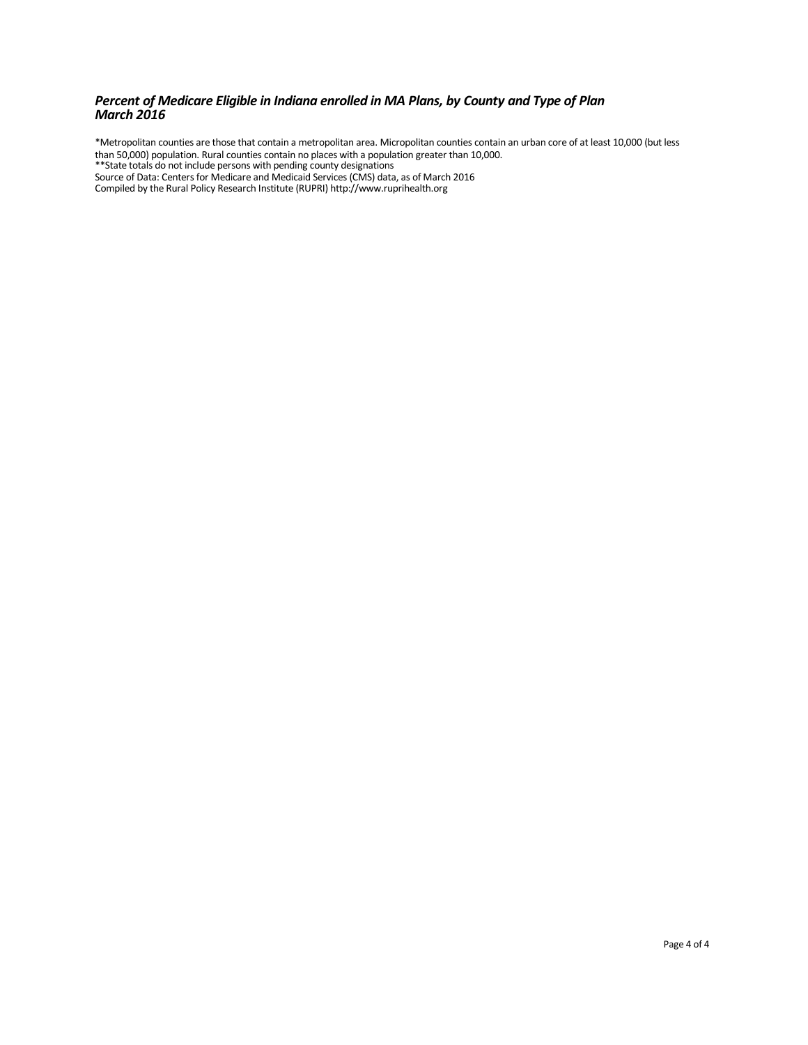***Percent of Medicare Eligible in Indiana enrolled in MA Plans, by County and Type of Plan March 2016***

*Metropolitan counties are those that contain a metropolitan area. Micropolitan counties contain an urban core of at least 10,000 (but less than 50,000) population. Rural counties contain no places with a population greater than 10,000.
**State totals do not include persons with pending county designations
Source of Data: Centers for Medicare and Medicaid Services (CMS) data, as of March 2016
Compiled by the Rural Policy Research Institute (RUPRI) http://www.ruprihealth.org